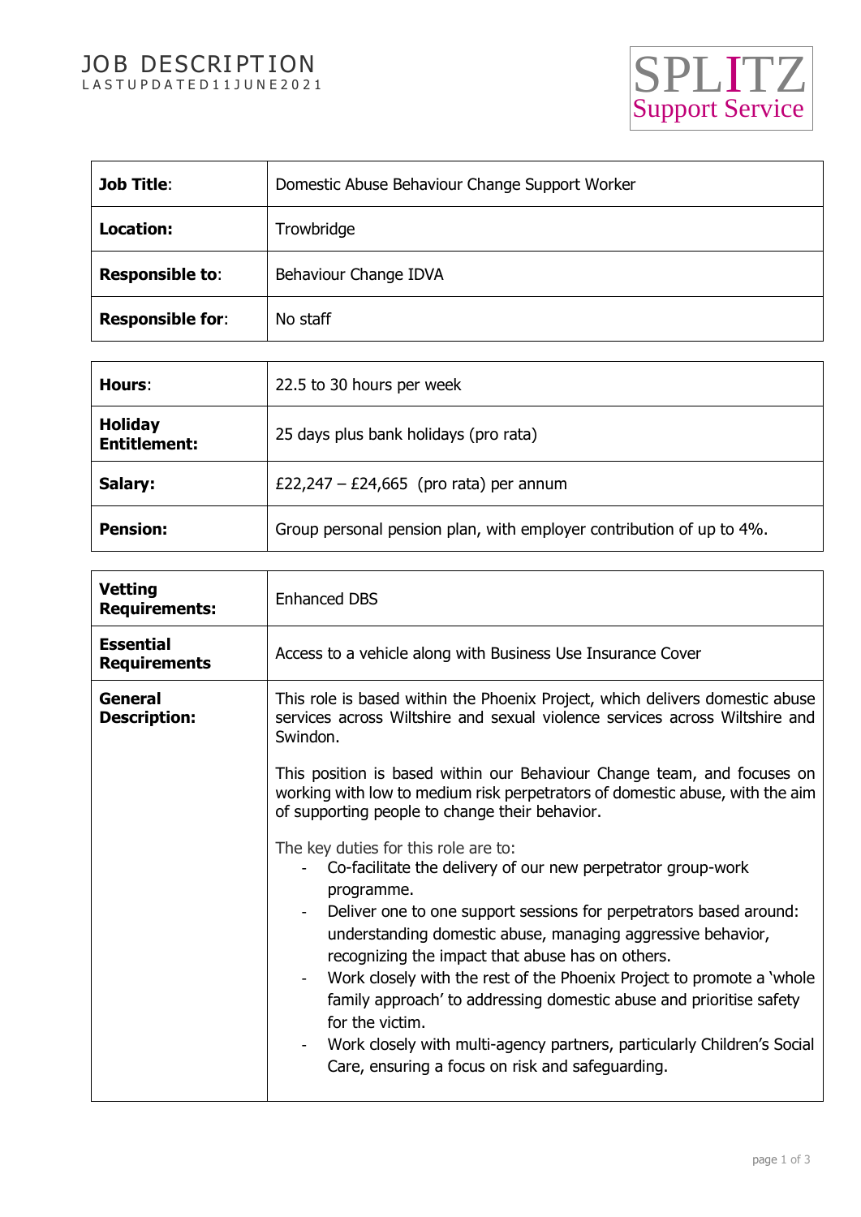# JOB DESCRIPTION

LAST UPDATED 11 JUNE 2021

SPLITZ Support Service

| **Job Title**: | Domestic Abuse Behaviour Change Support Worker |
|---|---|
| **Location:** | Trowbridge |
| **Responsible to**: | Behaviour Change IDVA |
| **Responsible for**: | No staff |

| **Hours**: | 22.5 to 30 hours per week |
|---|---|
| **Holiday Entitlement:** | 25 days plus bank holidays (pro rata) |
| **Salary:** | £22,247 – £24,665 (pro rata) per annum |
| **Pension:** | Group personal pension plan, with employer contribution of up to 4%. |

| **Vetting Requirements:** | Enhanced DBS |
|---|---|
| **Essential Requirements** | Access to a vehicle along with Business Use Insurance Cover |
| **General Description:** | This role is based within the Phoenix Project, which delivers domestic abuse services across Wiltshire and sexual violence services across Wiltshire and Swindon.<br><br>This position is based within our Behaviour Change team, and focuses on working with low to medium risk perpetrators of domestic abuse, with the aim of supporting people to change their behavior.<br><br>The key duties for this role are to:<br>- Co-facilitate the delivery of our new perpetrator group-work programme.<br>- Deliver one to one support sessions for perpetrators based around: understanding domestic abuse, managing aggressive behavior, recognizing the impact that abuse has on others.<br>- Work closely with the rest of the Phoenix Project to promote a 'whole family approach' to addressing domestic abuse and prioritise safety for the victim.<br>- Work closely with multi-agency partners, particularly Children's Social Care, ensuring a focus on risk and safeguarding. |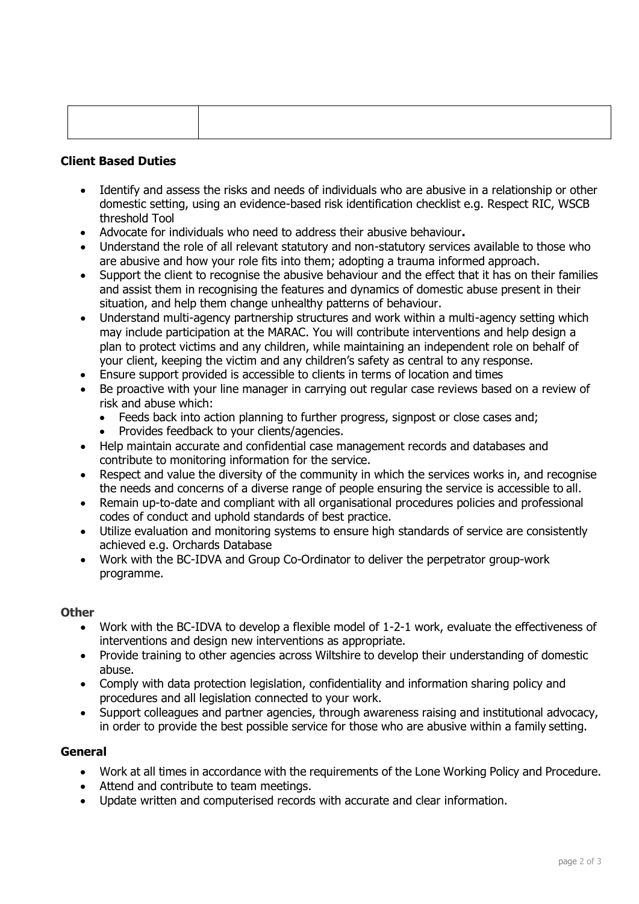| | |
|---|---|
| | |

**Client Based Duties**

- Identify and assess the risks and needs of individuals who are abusive in a relationship or other domestic setting, using an evidence-based risk identification checklist e.g. Respect RIC, WSCB threshold Tool
- Advocate for individuals who need to address their abusive behaviour**.**
- Understand the role of all relevant statutory and non-statutory services available to those who are abusive and how your role fits into them; adopting a trauma informed approach.
- Support the client to recognise the abusive behaviour and the effect that it has on their families and assist them in recognising the features and dynamics of domestic abuse present in their situation, and help them change unhealthy patterns of behaviour.
- Understand multi-agency partnership structures and work within a multi-agency setting which may include participation at the MARAC. You will contribute interventions and help design a plan to protect victims and any children, while maintaining an independent role on behalf of your client, keeping the victim and any children's safety as central to any response.
- Ensure support provided is accessible to clients in terms of location and times
- Be proactive with your line manager in carrying out regular case reviews based on a review of risk and abuse which:
  - Feeds back into action planning to further progress, signpost or close cases and;
  - Provides feedback to your clients/agencies.
- Help maintain accurate and confidential case management records and databases and contribute to monitoring information for the service.
- Respect and value the diversity of the community in which the services works in, and recognise the needs and concerns of a diverse range of people ensuring the service is accessible to all.
- Remain up-to-date and compliant with all organisational procedures policies and professional codes of conduct and uphold standards of best practice.
- Utilize evaluation and monitoring systems to ensure high standards of service are consistently achieved e.g. Orchards Database
- Work with the BC-IDVA and Group Co-Ordinator to deliver the perpetrator group-work programme.

**Other**

- Work with the BC-IDVA to develop a flexible model of 1-2-1 work, evaluate the effectiveness of interventions and design new interventions as appropriate.
- Provide training to other agencies across Wiltshire to develop their understanding of domestic abuse.
- Comply with data protection legislation, confidentiality and information sharing policy and procedures and all legislation connected to your work.
- Support colleagues and partner agencies, through awareness raising and institutional advocacy, in order to provide the best possible service for those who are abusive within a family setting.

**General**

- Work at all times in accordance with the requirements of the Lone Working Policy and Procedure.
- Attend and contribute to team meetings.
- Update written and computerised records with accurate and clear information.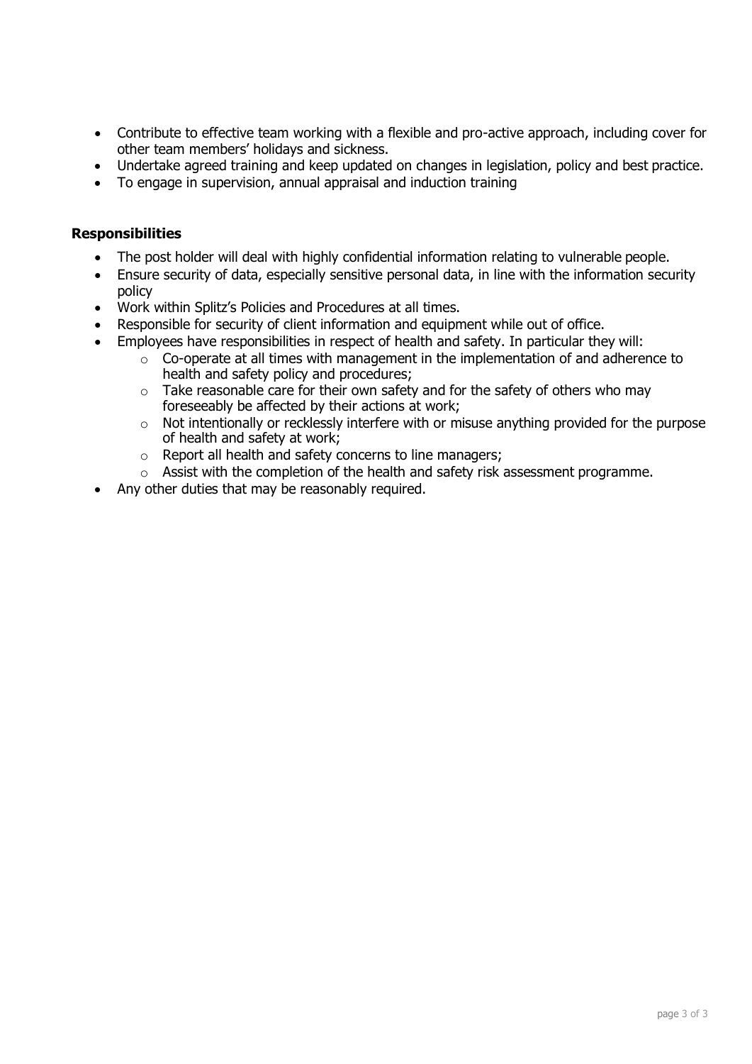- Contribute to effective team working with a flexible and pro-active approach, including cover for other team members' holidays and sickness.
- Undertake agreed training and keep updated on changes in legislation, policy and best practice.
- To engage in supervision, annual appraisal and induction training

**Responsibilities**

- The post holder will deal with highly confidential information relating to vulnerable people.
- Ensure security of data, especially sensitive personal data, in line with the information security policy
- Work within Splitz's Policies and Procedures at all times.
- Responsible for security of client information and equipment while out of office.
- Employees have responsibilities in respect of health and safety. In particular they will:
    - Co-operate at all times with management in the implementation of and adherence to health and safety policy and procedures;
    - Take reasonable care for their own safety and for the safety of others who may foreseeably be affected by their actions at work;
    - Not intentionally or recklessly interfere with or misuse anything provided for the purpose of health and safety at work;
    - Report all health and safety concerns to line managers;
    - Assist with the completion of the health and safety risk assessment programme.
- Any other duties that may be reasonably required.